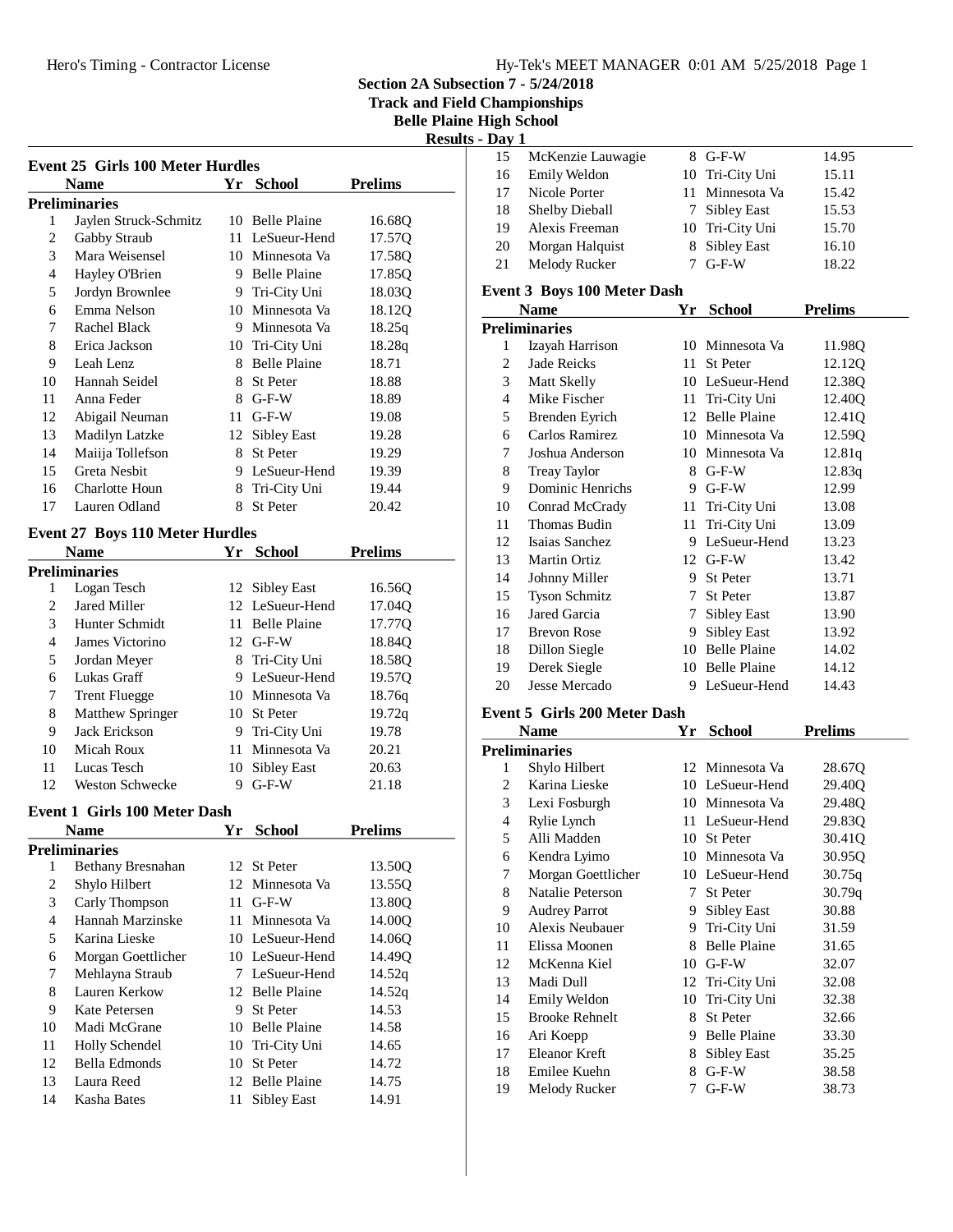# Section 2A Subsection 7 - 5/24/2018

## Track and Field Championships

## Belle Plaine High School

## Results - Day 1

### Event 25 Girls 100 Meter Hurdles

| | Name | Yr | School | Prelims |
|---|---|---|---|---|
| **Preliminaries** | | | | |
| 1 | Jaylen Struck-Schmitz | 10 | Belle Plaine | 16.68Q |
| 2 | Gabby Straub | 11 | LeSueur-Hend | 17.57Q |
| 3 | Mara Weisensel | 10 | Minnesota Va | 17.58Q |
| 4 | Hayley O'Brien | 9 | Belle Plaine | 17.85Q |
| 5 | Jordyn Brownlee | 9 | Tri-City Uni | 18.03Q |
| 6 | Emma Nelson | 10 | Minnesota Va | 18.12Q |
| 7 | Rachel Black | 9 | Minnesota Va | 18.25q |
| 8 | Erica Jackson | 10 | Tri-City Uni | 18.28q |
| 9 | Leah Lenz | 8 | Belle Plaine | 18.71 |
| 10 | Hannah Seidel | 8 | St Peter | 18.88 |
| 11 | Anna Feder | 8 | G-F-W | 18.89 |
| 12 | Abigail Neuman | 11 | G-F-W | 19.08 |
| 13 | Madilyn Latzke | 12 | Sibley East | 19.28 |
| 14 | Maiija Tollefson | 8 | St Peter | 19.29 |
| 15 | Greta Nesbit | 9 | LeSueur-Hend | 19.39 |
| 16 | Charlotte Houn | 8 | Tri-City Uni | 19.44 |
| 17 | Lauren Odland | 8 | St Peter | 20.42 |

### Event 27 Boys 110 Meter Hurdles

| | Name | Yr | School | Prelims |
|---|---|---|---|---|
| **Preliminaries** | | | | |
| 1 | Logan Tesch | 12 | Sibley East | 16.56Q |
| 2 | Jared Miller | 12 | LeSueur-Hend | 17.04Q |
| 3 | Hunter Schmidt | 11 | Belle Plaine | 17.77Q |
| 4 | James Victorino | 12 | G-F-W | 18.84Q |
| 5 | Jordan Meyer | 8 | Tri-City Uni | 18.58Q |
| 6 | Lukas Graff | 9 | LeSueur-Hend | 19.57Q |
| 7 | Trent Fluegge | 10 | Minnesota Va | 18.76q |
| 8 | Matthew Springer | 10 | St Peter | 19.72q |
| 9 | Jack Erickson | 9 | Tri-City Uni | 19.78 |
| 10 | Micah Roux | 11 | Minnesota Va | 20.21 |
| 11 | Lucas Tesch | 10 | Sibley East | 20.63 |
| 12 | Weston Schwecke | 9 | G-F-W | 21.18 |

### Event 1 Girls 100 Meter Dash

| | Name | Yr | School | Prelims |
|---|---|---|---|---|
| **Preliminaries** | | | | |
| 1 | Bethany Bresnahan | 12 | St Peter | 13.50Q |
| 2 | Shylo Hilbert | 12 | Minnesota Va | 13.55Q |
| 3 | Carly Thompson | 11 | G-F-W | 13.80Q |
| 4 | Hannah Marzinske | 11 | Minnesota Va | 14.00Q |
| 5 | Karina Lieske | 10 | LeSueur-Hend | 14.06Q |
| 6 | Morgan Goettlicher | 10 | LeSueur-Hend | 14.49Q |
| 7 | Mehlayna Straub | 7 | LeSueur-Hend | 14.52q |
| 8 | Lauren Kerkow | 12 | Belle Plaine | 14.52q |
| 9 | Kate Petersen | 9 | St Peter | 14.53 |
| 10 | Madi McGrane | 10 | Belle Plaine | 14.58 |
| 11 | Holly Schendel | 10 | Tri-City Uni | 14.65 |
| 12 | Bella Edmonds | 10 | St Peter | 14.72 |
| 13 | Laura Reed | 12 | Belle Plaine | 14.75 |
| 14 | Kasha Bates | 11 | Sibley East | 14.91 |
| 15 | McKenzie Lauwagie | 8 | G-F-W | 14.95 |
| 16 | Emily Weldon | 10 | Tri-City Uni | 15.11 |
| 17 | Nicole Porter | 11 | Minnesota Va | 15.42 |
| 18 | Shelby Dieball | 7 | Sibley East | 15.53 |
| 19 | Alexis Freeman | 10 | Tri-City Uni | 15.70 |
| 20 | Morgan Halquist | 8 | Sibley East | 16.10 |
| 21 | Melody Rucker | 7 | G-F-W | 18.22 |

### Event 3 Boys 100 Meter Dash

| | Name | Yr | School | Prelims |
|---|---|---|---|---|
| **Preliminaries** | | | | |
| 1 | Izayah Harrison | 10 | Minnesota Va | 11.98Q |
| 2 | Jade Reicks | 11 | St Peter | 12.12Q |
| 3 | Matt Skelly | 10 | LeSueur-Hend | 12.38Q |
| 4 | Mike Fischer | 11 | Tri-City Uni | 12.40Q |
| 5 | Brenden Eyrich | 12 | Belle Plaine | 12.41Q |
| 6 | Carlos Ramirez | 10 | Minnesota Va | 12.59Q |
| 7 | Joshua Anderson | 10 | Minnesota Va | 12.81q |
| 8 | Treay Taylor | 8 | G-F-W | 12.83q |
| 9 | Dominic Henrichs | 9 | G-F-W | 12.99 |
| 10 | Conrad McCrady | 11 | Tri-City Uni | 13.08 |
| 11 | Thomas Budin | 11 | Tri-City Uni | 13.09 |
| 12 | Isaias Sanchez | 9 | LeSueur-Hend | 13.23 |
| 13 | Martin Ortiz | 12 | G-F-W | 13.42 |
| 14 | Johnny Miller | 9 | St Peter | 13.71 |
| 15 | Tyson Schmitz | 7 | St Peter | 13.87 |
| 16 | Jared Garcia | 7 | Sibley East | 13.90 |
| 17 | Brevon Rose | 9 | Sibley East | 13.92 |
| 18 | Dillon Siegle | 10 | Belle Plaine | 14.02 |
| 19 | Derek Siegle | 10 | Belle Plaine | 14.12 |
| 20 | Jesse Mercado | 9 | LeSueur-Hend | 14.43 |

### Event 5 Girls 200 Meter Dash

| | Name | Yr | School | Prelims |
|---|---|---|---|---|
| **Preliminaries** | | | | |
| 1 | Shylo Hilbert | 12 | Minnesota Va | 28.67Q |
| 2 | Karina Lieske | 10 | LeSueur-Hend | 29.40Q |
| 3 | Lexi Fosburgh | 10 | Minnesota Va | 29.48Q |
| 4 | Rylie Lynch | 11 | LeSueur-Hend | 29.83Q |
| 5 | Alli Madden | 10 | St Peter | 30.41Q |
| 6 | Kendra Lyimo | 10 | Minnesota Va | 30.95Q |
| 7 | Morgan Goettlicher | 10 | LeSueur-Hend | 30.75q |
| 8 | Natalie Peterson | 7 | St Peter | 30.79q |
| 9 | Audrey Parrot | 9 | Sibley East | 30.88 |
| 10 | Alexis Neubauer | 9 | Tri-City Uni | 31.59 |
| 11 | Elissa Moonen | 8 | Belle Plaine | 31.65 |
| 12 | McKenna Kiel | 10 | G-F-W | 32.07 |
| 13 | Madi Dull | 12 | Tri-City Uni | 32.08 |
| 14 | Emily Weldon | 10 | Tri-City Uni | 32.38 |
| 15 | Brooke Rehnelt | 8 | St Peter | 32.66 |
| 16 | Ari Koepp | 9 | Belle Plaine | 33.30 |
| 17 | Eleanor Kreft | 8 | Sibley East | 35.25 |
| 18 | Emilee Kuehn | 8 | G-F-W | 38.58 |
| 19 | Melody Rucker | 7 | G-F-W | 38.73 |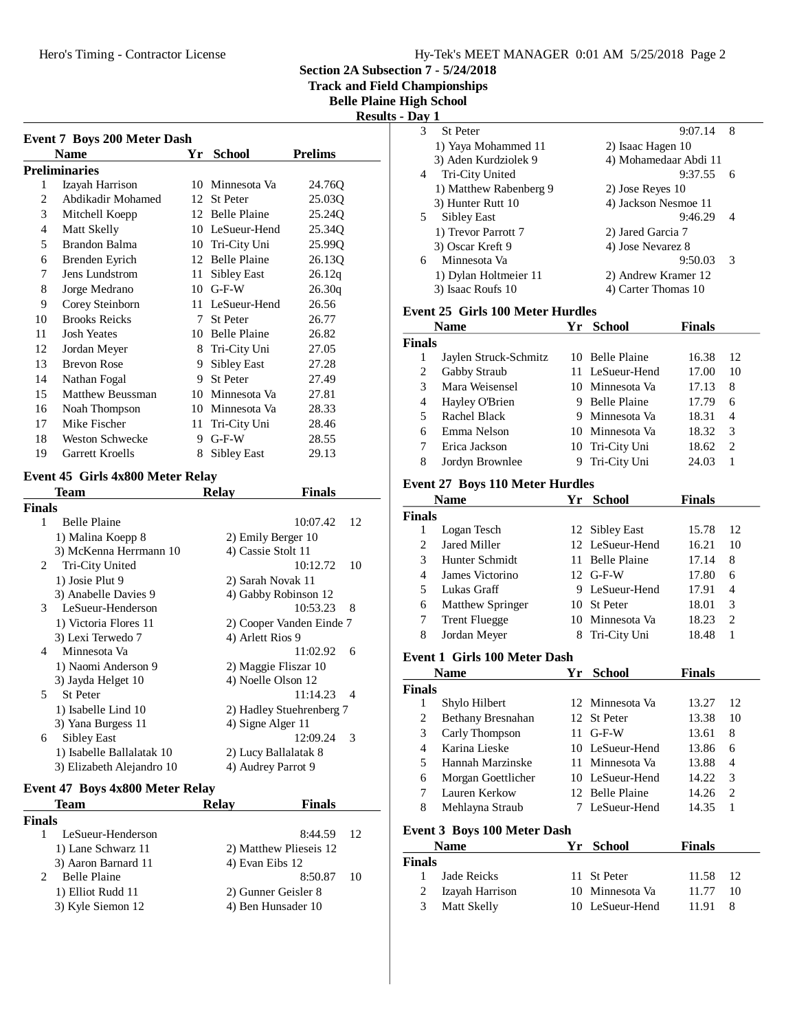## Section 2A Subsection 7 - 5/24/2018
## Track and Field Championships
## Belle Plaine High School
## Results - Day 1

### Event 7 Boys 200 Meter Dash

| | Name | Yr | School | Prelims |
|---|---|---|---|---|
| **Preliminaries** | | | | |
| 1 | Izayah Harrison | 10 | Minnesota Va | 24.76Q |
| 2 | Abdikadir Mohamed | 12 | St Peter | 25.03Q |
| 3 | Mitchell Koepp | 12 | Belle Plaine | 25.24Q |
| 4 | Matt Skelly | 10 | LeSueur-Hend | 25.34Q |
| 5 | Brandon Balma | 10 | Tri-City Uni | 25.99Q |
| 6 | Brenden Eyrich | 12 | Belle Plaine | 26.13Q |
| 7 | Jens Lundstrom | 11 | Sibley East | 26.12q |
| 8 | Jorge Medrano | 10 | G-F-W | 26.30q |
| 9 | Corey Steinborn | 11 | LeSueur-Hend | 26.56 |
| 10 | Brooks Reicks | 7 | St Peter | 26.77 |
| 11 | Josh Yeates | 10 | Belle Plaine | 26.82 |
| 12 | Jordan Meyer | 8 | Tri-City Uni | 27.05 |
| 13 | Brevon Rose | 9 | Sibley East | 27.28 |
| 14 | Nathan Fogal | 9 | St Peter | 27.49 |
| 15 | Matthew Beussman | 10 | Minnesota Va | 27.81 |
| 16 | Noah Thompson | 10 | Minnesota Va | 28.33 |
| 17 | Mike Fischer | 11 | Tri-City Uni | 28.46 |
| 18 | Weston Schwecke | 9 | G-F-W | 28.55 |
| 19 | Garrett Kroells | 8 | Sibley East | 29.13 |

### Event 45 Girls 4x800 Meter Relay

| | Team | Relay | Finals | |
|---|---|---|---|---|
| **Finals** | | | | |
| 1 | Belle Plaine | | 10:07.42 | 12 |
| | 1) Malina Koepp 8 | 2) Emily Berger 10 | | |
| | 3) McKenna Herrmann 10 | 4) Cassie Stolt 11 | | |
| 2 | Tri-City United | | 10:12.72 | 10 |
| | 1) Josie Plut 9 | 2) Sarah Novak 11 | | |
| | 3) Anabelle Davies 9 | 4) Gabby Robinson 12 | | |
| 3 | LeSueur-Henderson | | 10:53.23 | 8 |
| | 1) Victoria Flores 11 | 2) Cooper Vanden Einde 7 | | |
| | 3) Lexi Terwedo 7 | 4) Arlett Rios 9 | | |
| 4 | Minnesota Va | | 11:02.92 | 6 |
| | 1) Naomi Anderson 9 | 2) Maggie Fliszar 10 | | |
| | 3) Jayda Helget 10 | 4) Noelle Olson 12 | | |
| 5 | St Peter | | 11:14.23 | 4 |
| | 1) Isabelle Lind 10 | 2) Hadley Stuehrenberg 7 | | |
| | 3) Yana Burgess 11 | 4) Signe Alger 11 | | |
| 6 | Sibley East | | 12:09.24 | 3 |
| | 1) Isabelle Ballalatak 10 | 2) Lucy Ballalatak 8 | | |
| | 3) Elizabeth Alejandro 10 | 4) Audrey Parrot 9 | | |

### Event 47 Boys 4x800 Meter Relay

| | Team | Relay | Finals | |
|---|---|---|---|---|
| **Finals** | | | | |
| 1 | LeSueur-Henderson | | 8:44.59 | 12 |
| | 1) Lane Schwarz 11 | 2) Matthew Plieseis 12 | | |
| | 3) Aaron Barnard 11 | 4) Evan Eibs 12 | | |
| 2 | Belle Plaine | | 8:50.87 | 10 |
| | 1) Elliot Rudd 11 | 2) Gunner Geisler 8 | | |
| | 3) Kyle Siemon 12 | 4) Ben Hunsader 10 | | |
| 3 | St Peter | | 9:07.14 | 8 |
| | 1) Yaya Mohammed 11 | 2) Isaac Hagen 10 | | |
| | 3) Aden Kurdziolek 9 | 4) Mohamedaar Abdi 11 | | |
| 4 | Tri-City United | | 9:37.55 | 6 |
| | 1) Matthew Rabenberg 9 | 2) Jose Reyes 10 | | |
| | 3) Hunter Rutt 10 | 4) Jackson Nesmoe 11 | | |
| 5 | Sibley East | | 9:46.29 | 4 |
| | 1) Trevor Parrott 7 | 2) Jared Garcia 7 | | |
| | 3) Oscar Kreft 9 | 4) Jose Nevarez 8 | | |
| 6 | Minnesota Va | | 9:50.03 | 3 |
| | 1) Dylan Holtmeier 11 | 2) Andrew Kramer 12 | | |
| | 3) Isaac Roufs 10 | 4) Carter Thomas 10 | | |

### Event 25 Girls 100 Meter Hurdles

| | Name | Yr | School | Finals | |
|---|---|---|---|---|---|
| **Finals** | | | | | |
| 1 | Jaylen Struck-Schmitz | 10 | Belle Plaine | 16.38 | 12 |
| 2 | Gabby Straub | 11 | LeSueur-Hend | 17.00 | 10 |
| 3 | Mara Weisensel | 10 | Minnesota Va | 17.13 | 8 |
| 4 | Hayley O'Brien | 9 | Belle Plaine | 17.79 | 6 |
| 5 | Rachel Black | 9 | Minnesota Va | 18.31 | 4 |
| 6 | Emma Nelson | 10 | Minnesota Va | 18.32 | 3 |
| 7 | Erica Jackson | 10 | Tri-City Uni | 18.62 | 2 |
| 8 | Jordyn Brownlee | 9 | Tri-City Uni | 24.03 | 1 |

### Event 27 Boys 110 Meter Hurdles

| | Name | Yr | School | Finals | |
|---|---|---|---|---|---|
| **Finals** | | | | | |
| 1 | Logan Tesch | 12 | Sibley East | 15.78 | 12 |
| 2 | Jared Miller | 12 | LeSueur-Hend | 16.21 | 10 |
| 3 | Hunter Schmidt | 11 | Belle Plaine | 17.14 | 8 |
| 4 | James Victorino | 12 | G-F-W | 17.80 | 6 |
| 5 | Lukas Graff | 9 | LeSueur-Hend | 17.91 | 4 |
| 6 | Matthew Springer | 10 | St Peter | 18.01 | 3 |
| 7 | Trent Fluegge | 10 | Minnesota Va | 18.23 | 2 |
| 8 | Jordan Meyer | 8 | Tri-City Uni | 18.48 | 1 |

### Event 1 Girls 100 Meter Dash

| | Name | Yr | School | Finals | |
|---|---|---|---|---|---|
| **Finals** | | | | | |
| 1 | Shylo Hilbert | 12 | Minnesota Va | 13.27 | 12 |
| 2 | Bethany Bresnahan | 12 | St Peter | 13.38 | 10 |
| 3 | Carly Thompson | 11 | G-F-W | 13.61 | 8 |
| 4 | Karina Lieske | 10 | LeSueur-Hend | 13.86 | 6 |
| 5 | Hannah Marzinske | 11 | Minnesota Va | 13.88 | 4 |
| 6 | Morgan Goettlicher | 10 | LeSueur-Hend | 14.22 | 3 |
| 7 | Lauren Kerkow | 12 | Belle Plaine | 14.26 | 2 |
| 8 | Mehlayna Straub | 7 | LeSueur-Hend | 14.35 | 1 |

### Event 3 Boys 100 Meter Dash

| | Name | Yr | School | Finals | |
|---|---|---|---|---|---|
| **Finals** | | | | | |
| 1 | Jade Reicks | 11 | St Peter | 11.58 | 12 |
| 2 | Izayah Harrison | 10 | Minnesota Va | 11.77 | 10 |
| 3 | Matt Skelly | 10 | LeSueur-Hend | 11.91 | 8 |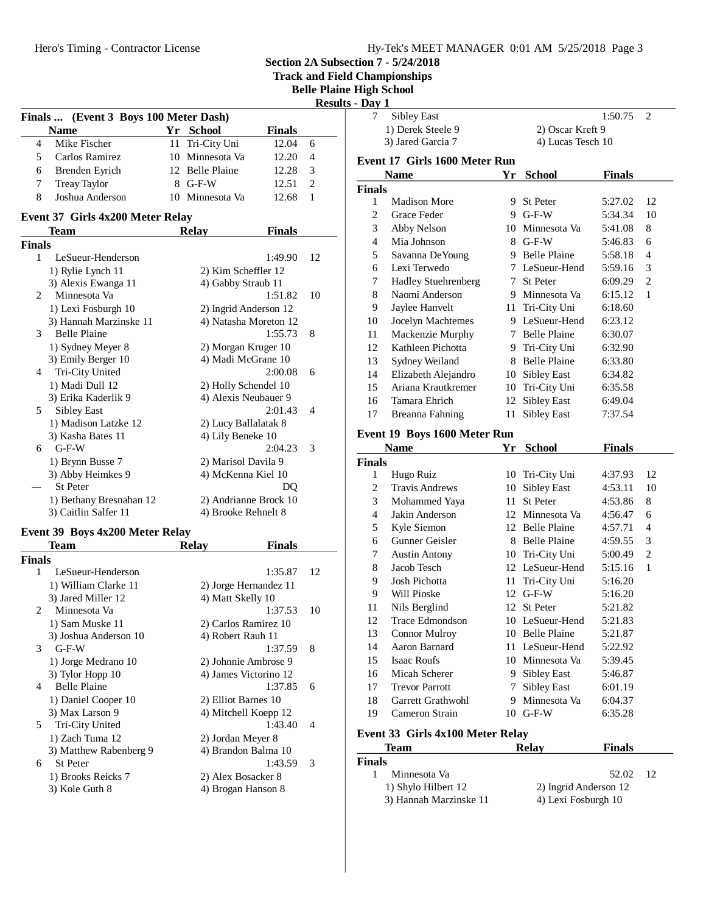## Section 2A Subsection 7 - 5/24/2018
### Track and Field Championships
### Belle Plaine High School
### Results - Day 1

**Finals ... (Event 3 Boys 100 Meter Dash)**

| | Name | Yr | School | Finals | |
|---|---|---|---|---|---|
| 4 | Mike Fischer | 11 | Tri-City Uni | 12.04 | 6 |
| 5 | Carlos Ramirez | 10 | Minnesota Va | 12.20 | 4 |
| 6 | Brenden Eyrich | 12 | Belle Plaine | 12.28 | 3 |
| 7 | Treay Taylor | 8 | G-F-W | 12.51 | 2 |
| 8 | Joshua Anderson | 10 | Minnesota Va | 12.68 | 1 |

### Event 37 Girls 4x200 Meter Relay

| | Team | Relay | Finals | |
|---|---|---|---|---|
| **Finals** | | | | |
| 1 | LeSueur-Henderson | | 1:49.90 | 12 |
| | 1) Rylie Lynch 11 | 2) Kim Scheffler 12 | | |
| | 3) Alexis Ewanga 11 | 4) Gabby Straub 11 | | |
| 2 | Minnesota Va | | 1:51.82 | 10 |
| | 1) Lexi Fosburgh 10 | 2) Ingrid Anderson 12 | | |
| | 3) Hannah Marzinske 11 | 4) Natasha Moreton 12 | | |
| 3 | Belle Plaine | | 1:55.73 | 8 |
| | 1) Sydney Meyer 8 | 2) Morgan Kruger 10 | | |
| | 3) Emily Berger 10 | 4) Madi McGrane 10 | | |
| 4 | Tri-City United | | 2:00.08 | 6 |
| | 1) Madi Dull 12 | 2) Holly Schendel 10 | | |
| | 3) Erika Kaderlik 9 | 4) Alexis Neubauer 9 | | |
| 5 | Sibley East | | 2:01.43 | 4 |
| | 1) Madison Latzke 12 | 2) Lucy Ballalatak 8 | | |
| | 3) Kasha Bates 11 | 4) Lily Beneke 10 | | |
| 6 | G-F-W | | 2:04.23 | 3 |
| | 1) Brynn Busse 7 | 2) Marisol Davila 9 | | |
| | 3) Abby Heimkes 9 | 4) McKenna Kiel 10 | | |
| --- | St Peter | | DQ | |
| | 1) Bethany Bresnahan 12 | 2) Andrianne Brock 10 | | |
| | 3) Caitlin Salfer 11 | 4) Brooke Rehnelt 8 | | |

### Event 39 Boys 4x200 Meter Relay

| | Team | Relay | Finals | |
|---|---|---|---|---|
| **Finals** | | | | |
| 1 | LeSueur-Henderson | | 1:35.87 | 12 |
| | 1) William Clarke 11 | 2) Jorge Hernandez 11 | | |
| | 3) Jared Miller 12 | 4) Matt Skelly 10 | | |
| 2 | Minnesota Va | | 1:37.53 | 10 |
| | 1) Sam Muske 11 | 2) Carlos Ramirez 10 | | |
| | 3) Joshua Anderson 10 | 4) Robert Rauh 11 | | |
| 3 | G-F-W | | 1:37.59 | 8 |
| | 1) Jorge Medrano 10 | 2) Johnnie Ambrose 9 | | |
| | 3) Tylor Hopp 10 | 4) James Victorino 12 | | |
| 4 | Belle Plaine | | 1:37.85 | 6 |
| | 1) Daniel Cooper 10 | 2) Elliot Barnes 10 | | |
| | 3) Max Larson 9 | 4) Mitchell Koepp 12 | | |
| 5 | Tri-City United | | 1:43.40 | 4 |
| | 1) Zach Tuma 12 | 2) Jordan Meyer 8 | | |
| | 3) Matthew Rabenberg 9 | 4) Brandon Balma 10 | | |
| 6 | St Peter | | 1:43.59 | 3 |
| | 1) Brooks Reicks 7 | 2) Alex Bosacker 8 | | |
| | 3) Kole Guth 8 | 4) Brogan Hanson 8 | | |
| 7 | Sibley East | | 1:50.75 | 2 |
| | 1) Derek Steele 9 | 2) Oscar Kreft 9 | | |
| | 3) Jared Garcia 7 | 4) Lucas Tesch 10 | | |

### Event 17 Girls 1600 Meter Run

| | Name | Yr | School | Finals | |
|---|---|---|---|---|---|
| **Finals** | | | | | |
| 1 | Madison More | 9 | St Peter | 5:27.02 | 12 |
| 2 | Grace Feder | 9 | G-F-W | 5:34.34 | 10 |
| 3 | Abby Nelson | 10 | Minnesota Va | 5:41.08 | 8 |
| 4 | Mia Johnson | 8 | G-F-W | 5:46.83 | 6 |
| 5 | Savanna DeYoung | 9 | Belle Plaine | 5:58.18 | 4 |
| 6 | Lexi Terwedo | 7 | LeSueur-Hend | 5:59.16 | 3 |
| 7 | Hadley Stuehrenberg | 7 | St Peter | 6:09.29 | 2 |
| 8 | Naomi Anderson | 9 | Minnesota Va | 6:15.12 | 1 |
| 9 | Jaylee Hanvelt | 11 | Tri-City Uni | 6:18.60 | |
| 10 | Jocelyn Machtemes | 9 | LeSueur-Hend | 6:23.12 | |
| 11 | Mackenzie Murphy | 7 | Belle Plaine | 6:30.07 | |
| 12 | Kathleen Pichotta | 9 | Tri-City Uni | 6:32.90 | |
| 13 | Sydney Weiland | 8 | Belle Plaine | 6:33.80 | |
| 14 | Elizabeth Alejandro | 10 | Sibley East | 6:34.82 | |
| 15 | Ariana Krautkremer | 10 | Tri-City Uni | 6:35.58 | |
| 16 | Tamara Ehrich | 12 | Sibley East | 6:49.04 | |
| 17 | Breanna Fahning | 11 | Sibley East | 7:37.54 | |

### Event 19 Boys 1600 Meter Run

| | Name | Yr | School | Finals | |
|---|---|---|---|---|---|
| **Finals** | | | | | |
| 1 | Hugo Ruiz | 10 | Tri-City Uni | 4:37.93 | 12 |
| 2 | Travis Andrews | 10 | Sibley East | 4:53.11 | 10 |
| 3 | Mohammed Yaya | 11 | St Peter | 4:53.86 | 8 |
| 4 | Jakin Anderson | 12 | Minnesota Va | 4:56.47 | 6 |
| 5 | Kyle Siemon | 12 | Belle Plaine | 4:57.71 | 4 |
| 6 | Gunner Geisler | 8 | Belle Plaine | 4:59.55 | 3 |
| 7 | Austin Antony | 10 | Tri-City Uni | 5:00.49 | 2 |
| 8 | Jacob Tesch | 12 | LeSueur-Hend | 5:15.16 | 1 |
| 9 | Josh Pichotta | 11 | Tri-City Uni | 5:16.20 | |
| 9 | Will Pioske | 12 | G-F-W | 5:16.20 | |
| 11 | Nils Berglind | 12 | St Peter | 5:21.82 | |
| 12 | Trace Edmondson | 10 | LeSueur-Hend | 5:21.83 | |
| 13 | Connor Mulroy | 10 | Belle Plaine | 5:21.87 | |
| 14 | Aaron Barnard | 11 | LeSueur-Hend | 5:22.92 | |
| 15 | Isaac Roufs | 10 | Minnesota Va | 5:39.45 | |
| 16 | Micah Scherer | 9 | Sibley East | 5:46.87 | |
| 17 | Trevor Parrott | 7 | Sibley East | 6:01.19 | |
| 18 | Garrett Grathwohl | 9 | Minnesota Va | 6:04.37 | |
| 19 | Cameron Strain | 10 | G-F-W | 6:35.28 | |

### Event 33 Girls 4x100 Meter Relay

| | Team | Relay | Finals | |
|---|---|---|---|---|
| **Finals** | | | | |
| 1 | Minnesota Va | | 52.02 | 12 |
| | 1) Shylo Hilbert 12 | 2) Ingrid Anderson 12 | | |
| | 3) Hannah Marzinske 11 | 4) Lexi Fosburgh 10 | | |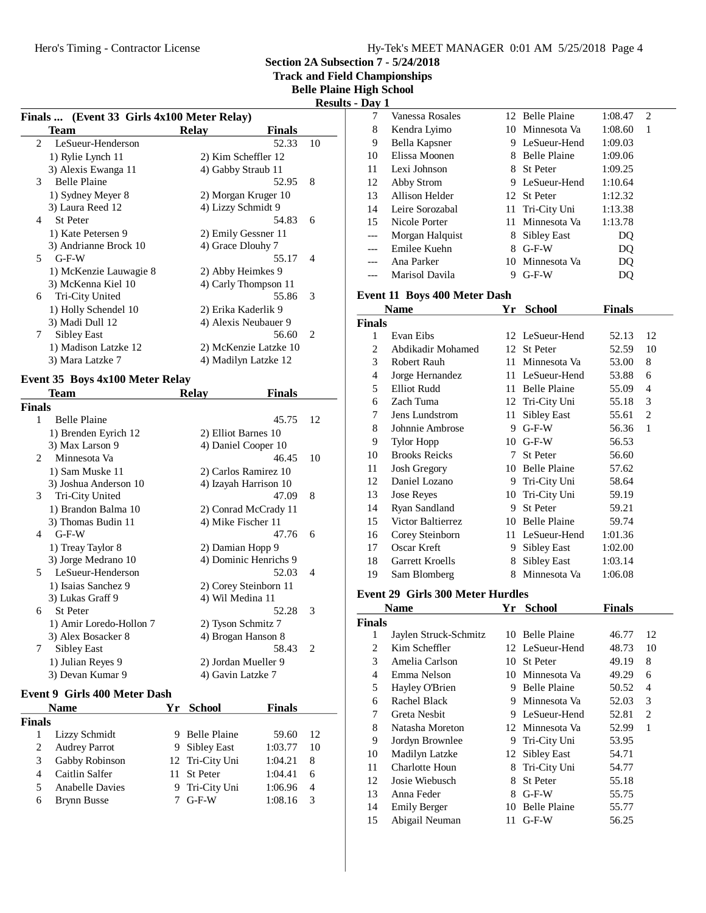## Section 2A Subsection 7 - 5/24/2018
### Track and Field Championships
### Belle Plaine High School
### Results - Day 1

### Finals ... (Event 33 Girls 4x100 Meter Relay)

| | Team | Relay | Finals | |
|---|---|---|---|---|
| 2 | LeSueur-Henderson | | 52.33 | 10 |
| | 1) Rylie Lynch 11 | 2) Kim Scheffler 12 | | |
| | 3) Alexis Ewanga 11 | 4) Gabby Straub 11 | | |
| 3 | Belle Plaine | | 52.95 | 8 |
| | 1) Sydney Meyer 8 | 2) Morgan Kruger 10 | | |
| | 3) Laura Reed 12 | 4) Lizzy Schmidt 9 | | |
| 4 | St Peter | | 54.83 | 6 |
| | 1) Kate Petersen 9 | 2) Emily Gessner 11 | | |
| | 3) Andrianne Brock 10 | 4) Grace Dlouhy 7 | | |
| 5 | G-F-W | | 55.17 | 4 |
| | 1) McKenzie Lauwagie 8 | 2) Abby Heimkes 9 | | |
| | 3) McKenna Kiel 10 | 4) Carly Thompson 11 | | |
| 6 | Tri-City United | | 55.86 | 3 |
| | 1) Holly Schendel 10 | 2) Erika Kaderlik 9 | | |
| | 3) Madi Dull 12 | 4) Alexis Neubauer 9 | | |
| 7 | Sibley East | | 56.60 | 2 |
| | 1) Madison Latzke 12 | 2) McKenzie Latzke 10 | | |
| | 3) Mara Latzke 7 | 4) Madilyn Latzke 12 | | |

### Event 35 Boys 4x100 Meter Relay

| | Team | Relay | Finals | |
|---|---|---|---|---|
| **Finals** | | | | |
| 1 | Belle Plaine | | 45.75 | 12 |
| | 1) Brenden Eyrich 12 | 2) Elliot Barnes 10 | | |
| | 3) Max Larson 9 | 4) Daniel Cooper 10 | | |
| 2 | Minnesota Va | | 46.45 | 10 |
| | 1) Sam Muske 11 | 2) Carlos Ramirez 10 | | |
| | 3) Joshua Anderson 10 | 4) Izayah Harrison 10 | | |
| 3 | Tri-City United | | 47.09 | 8 |
| | 1) Brandon Balma 10 | 2) Conrad McCrady 11 | | |
| | 3) Thomas Budin 11 | 4) Mike Fischer 11 | | |
| 4 | G-F-W | | 47.76 | 6 |
| | 1) Treay Taylor 8 | 2) Damian Hopp 9 | | |
| | 3) Jorge Medrano 10 | 4) Dominic Henrichs 9 | | |
| 5 | LeSueur-Henderson | | 52.03 | 4 |
| | 1) Isaias Sanchez 9 | 2) Corey Steinborn 11 | | |
| | 3) Lukas Graff 9 | 4) Wil Medina 11 | | |
| 6 | St Peter | | 52.28 | 3 |
| | 1) Amir Loredo-Hollon 7 | 2) Tyson Schmitz 7 | | |
| | 3) Alex Bosacker 8 | 4) Brogan Hanson 8 | | |
| 7 | Sibley East | | 58.43 | 2 |
| | 1) Julian Reyes 9 | 2) Jordan Mueller 9 | | |
| | 3) Devan Kumar 9 | 4) Gavin Latzke 7 | | |

### Event 9 Girls 400 Meter Dash

| | Name | Yr | School | Finals | |
|---|---|---|---|---|---|
| **Finals** | | | | | |
| 1 | Lizzy Schmidt | 9 | Belle Plaine | 59.60 | 12 |
| 2 | Audrey Parrot | 9 | Sibley East | 1:03.77 | 10 |
| 3 | Gabby Robinson | 12 | Tri-City Uni | 1:04.21 | 8 |
| 4 | Caitlin Salfer | 11 | St Peter | 1:04.41 | 6 |
| 5 | Anabelle Davies | 9 | Tri-City Uni | 1:06.96 | 4 |
| 6 | Brynn Busse | 7 | G-F-W | 1:08.16 | 3 |
| 7 | Vanessa Rosales | 12 | Belle Plaine | 1:08.47 | 2 |
| 8 | Kendra Lyimo | 10 | Minnesota Va | 1:08.60 | 1 |
| 9 | Bella Kapsner | 9 | LeSueur-Hend | 1:09.03 | |
| 10 | Elissa Moonen | 8 | Belle Plaine | 1:09.06 | |
| 11 | Lexi Johnson | 8 | St Peter | 1:09.25 | |
| 12 | Abby Strom | 9 | LeSueur-Hend | 1:10.64 | |
| 13 | Allison Helder | 12 | St Peter | 1:12.32 | |
| 14 | Leire Sorozabal | 11 | Tri-City Uni | 1:13.38 | |
| 15 | Nicole Porter | 11 | Minnesota Va | 1:13.78 | |
| --- | Morgan Halquist | 8 | Sibley East | DQ | |
| --- | Emilee Kuehn | 8 | G-F-W | DQ | |
| --- | Ana Parker | 10 | Minnesota Va | DQ | |
| --- | Marisol Davila | 9 | G-F-W | DQ | |

### Event 11 Boys 400 Meter Dash

| | Name | Yr | School | Finals | |
|---|---|---|---|---|---|
| **Finals** | | | | | |
| 1 | Evan Eibs | 12 | LeSueur-Hend | 52.13 | 12 |
| 2 | Abdikadir Mohamed | 12 | St Peter | 52.59 | 10 |
| 3 | Robert Rauh | 11 | Minnesota Va | 53.00 | 8 |
| 4 | Jorge Hernandez | 11 | LeSueur-Hend | 53.88 | 6 |
| 5 | Elliot Rudd | 11 | Belle Plaine | 55.09 | 4 |
| 6 | Zach Tuma | 12 | Tri-City Uni | 55.18 | 3 |
| 7 | Jens Lundstrom | 11 | Sibley East | 55.61 | 2 |
| 8 | Johnnie Ambrose | 9 | G-F-W | 56.36 | 1 |
| 9 | Tylor Hopp | 10 | G-F-W | 56.53 | |
| 10 | Brooks Reicks | 7 | St Peter | 56.60 | |
| 11 | Josh Gregory | 10 | Belle Plaine | 57.62 | |
| 12 | Daniel Lozano | 9 | Tri-City Uni | 58.64 | |
| 13 | Jose Reyes | 10 | Tri-City Uni | 59.19 | |
| 14 | Ryan Sandland | 9 | St Peter | 59.21 | |
| 15 | Victor Baltierrez | 10 | Belle Plaine | 59.74 | |
| 16 | Corey Steinborn | 11 | LeSueur-Hend | 1:01.36 | |
| 17 | Oscar Kreft | 9 | Sibley East | 1:02.00 | |
| 18 | Garrett Kroells | 8 | Sibley East | 1:03.14 | |
| 19 | Sam Blomberg | 8 | Minnesota Va | 1:06.08 | |

### Event 29 Girls 300 Meter Hurdles

| | Name | Yr | School | Finals | |
|---|---|---|---|---|---|
| **Finals** | | | | | |
| 1 | Jaylen Struck-Schmitz | 10 | Belle Plaine | 46.77 | 12 |
| 2 | Kim Scheffler | 12 | LeSueur-Hend | 48.73 | 10 |
| 3 | Amelia Carlson | 10 | St Peter | 49.19 | 8 |
| 4 | Emma Nelson | 10 | Minnesota Va | 49.29 | 6 |
| 5 | Hayley O'Brien | 9 | Belle Plaine | 50.52 | 4 |
| 6 | Rachel Black | 9 | Minnesota Va | 52.03 | 3 |
| 7 | Greta Nesbit | 9 | LeSueur-Hend | 52.81 | 2 |
| 8 | Natasha Moreton | 12 | Minnesota Va | 52.99 | 1 |
| 9 | Jordyn Brownlee | 9 | Tri-City Uni | 53.95 | |
| 10 | Madilyn Latzke | 12 | Sibley East | 54.71 | |
| 11 | Charlotte Houn | 8 | Tri-City Uni | 54.77 | |
| 12 | Josie Wiebusch | 8 | St Peter | 55.18 | |
| 13 | Anna Feder | 8 | G-F-W | 55.75 | |
| 14 | Emily Berger | 10 | Belle Plaine | 55.77 | |
| 15 | Abigail Neuman | 11 | G-F-W | 56.25 | |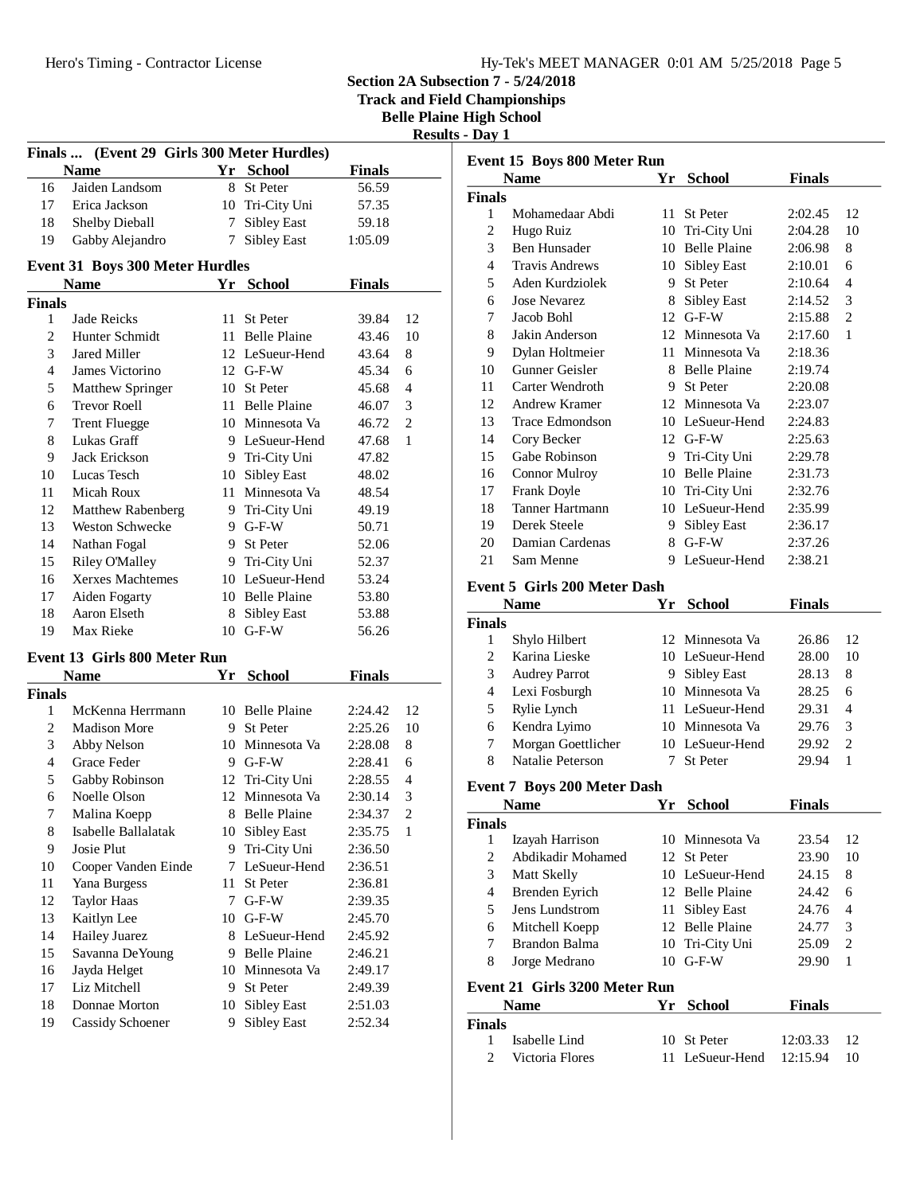Section 2A Subsection 7 - 5/24/2018
Track and Field Championships
Belle Plaine High School
Results - Day 1

### Finals ... (Event 29 Girls 300 Meter Hurdles)

| | Name | Yr | School | Finals | |
|---|---|---|---|---|---|
| 16 | Jaiden Landsom | 8 | St Peter | 56.59 | |
| 17 | Erica Jackson | 10 | Tri-City Uni | 57.35 | |
| 18 | Shelby Dieball | 7 | Sibley East | 59.18 | |
| 19 | Gabby Alejandro | 7 | Sibley East | 1:05.09 | |

### Event 31 Boys 300 Meter Hurdles

| | Name | Yr | School | Finals | |
|---|---|---|---|---|---|
| **Finals** | | | | | |
| 1 | Jade Reicks | 11 | St Peter | 39.84 | 12 |
| 2 | Hunter Schmidt | 11 | Belle Plaine | 43.46 | 10 |
| 3 | Jared Miller | 12 | LeSueur-Hend | 43.64 | 8 |
| 4 | James Victorino | 12 | G-F-W | 45.34 | 6 |
| 5 | Matthew Springer | 10 | St Peter | 45.68 | 4 |
| 6 | Trevor Roell | 11 | Belle Plaine | 46.07 | 3 |
| 7 | Trent Fluegge | 10 | Minnesota Va | 46.72 | 2 |
| 8 | Lukas Graff | 9 | LeSueur-Hend | 47.68 | 1 |
| 9 | Jack Erickson | 9 | Tri-City Uni | 47.82 | |
| 10 | Lucas Tesch | 10 | Sibley East | 48.02 | |
| 11 | Micah Roux | 11 | Minnesota Va | 48.54 | |
| 12 | Matthew Rabenberg | 9 | Tri-City Uni | 49.19 | |
| 13 | Weston Schwecke | 9 | G-F-W | 50.71 | |
| 14 | Nathan Fogal | 9 | St Peter | 52.06 | |
| 15 | Riley O'Malley | 9 | Tri-City Uni | 52.37 | |
| 16 | Xerxes Machtemes | 10 | LeSueur-Hend | 53.24 | |
| 17 | Aiden Fogarty | 10 | Belle Plaine | 53.80 | |
| 18 | Aaron Elseth | 8 | Sibley East | 53.88 | |
| 19 | Max Rieke | 10 | G-F-W | 56.26 | |

### Event 13 Girls 800 Meter Run

| | Name | Yr | School | Finals | |
|---|---|---|---|---|---|
| **Finals** | | | | | |
| 1 | McKenna Herrmann | 10 | Belle Plaine | 2:24.42 | 12 |
| 2 | Madison More | 9 | St Peter | 2:25.26 | 10 |
| 3 | Abby Nelson | 10 | Minnesota Va | 2:28.08 | 8 |
| 4 | Grace Feder | 9 | G-F-W | 2:28.41 | 6 |
| 5 | Gabby Robinson | 12 | Tri-City Uni | 2:28.55 | 4 |
| 6 | Noelle Olson | 12 | Minnesota Va | 2:30.14 | 3 |
| 7 | Malina Koepp | 8 | Belle Plaine | 2:34.37 | 2 |
| 8 | Isabelle Ballalatak | 10 | Sibley East | 2:35.75 | 1 |
| 9 | Josie Plut | 9 | Tri-City Uni | 2:36.50 | |
| 10 | Cooper Vanden Einde | 7 | LeSueur-Hend | 2:36.51 | |
| 11 | Yana Burgess | 11 | St Peter | 2:36.81 | |
| 12 | Taylor Haas | 7 | G-F-W | 2:39.35 | |
| 13 | Kaitlyn Lee | 10 | G-F-W | 2:45.70 | |
| 14 | Hailey Juarez | 8 | LeSueur-Hend | 2:45.92 | |
| 15 | Savanna DeYoung | 9 | Belle Plaine | 2:46.21 | |
| 16 | Jayda Helget | 10 | Minnesota Va | 2:49.17 | |
| 17 | Liz Mitchell | 9 | St Peter | 2:49.39 | |
| 18 | Donnae Morton | 10 | Sibley East | 2:51.03 | |
| 19 | Cassidy Schoener | 9 | Sibley East | 2:52.34 | |

### Event 15 Boys 800 Meter Run

| | Name | Yr | School | Finals | |
|---|---|---|---|---|---|
| **Finals** | | | | | |
| 1 | Mohamedaar Abdi | 11 | St Peter | 2:02.45 | 12 |
| 2 | Hugo Ruiz | 10 | Tri-City Uni | 2:04.28 | 10 |
| 3 | Ben Hunsader | 10 | Belle Plaine | 2:06.98 | 8 |
| 4 | Travis Andrews | 10 | Sibley East | 2:10.01 | 6 |
| 5 | Aden Kurdziolek | 9 | St Peter | 2:10.64 | 4 |
| 6 | Jose Nevarez | 8 | Sibley East | 2:14.52 | 3 |
| 7 | Jacob Bohl | 12 | G-F-W | 2:15.88 | 2 |
| 8 | Jakin Anderson | 12 | Minnesota Va | 2:17.60 | 1 |
| 9 | Dylan Holtmeier | 11 | Minnesota Va | 2:18.36 | |
| 10 | Gunner Geisler | 8 | Belle Plaine | 2:19.74 | |
| 11 | Carter Wendroth | 9 | St Peter | 2:20.08 | |
| 12 | Andrew Kramer | 12 | Minnesota Va | 2:23.07 | |
| 13 | Trace Edmondson | 10 | LeSueur-Hend | 2:24.83 | |
| 14 | Cory Becker | 12 | G-F-W | 2:25.63 | |
| 15 | Gabe Robinson | 9 | Tri-City Uni | 2:29.78 | |
| 16 | Connor Mulroy | 10 | Belle Plaine | 2:31.73 | |
| 17 | Frank Doyle | 10 | Tri-City Uni | 2:32.76 | |
| 18 | Tanner Hartmann | 10 | LeSueur-Hend | 2:35.99 | |
| 19 | Derek Steele | 9 | Sibley East | 2:36.17 | |
| 20 | Damian Cardenas | 8 | G-F-W | 2:37.26 | |
| 21 | Sam Menne | 9 | LeSueur-Hend | 2:38.21 | |

### Event 5 Girls 200 Meter Dash

| | Name | Yr | School | Finals | |
|---|---|---|---|---|---|
| **Finals** | | | | | |
| 1 | Shylo Hilbert | 12 | Minnesota Va | 26.86 | 12 |
| 2 | Karina Lieske | 10 | LeSueur-Hend | 28.00 | 10 |
| 3 | Audrey Parrot | 9 | Sibley East | 28.13 | 8 |
| 4 | Lexi Fosburgh | 10 | Minnesota Va | 28.25 | 6 |
| 5 | Rylie Lynch | 11 | LeSueur-Hend | 29.31 | 4 |
| 6 | Kendra Lyimo | 10 | Minnesota Va | 29.76 | 3 |
| 7 | Morgan Goettlicher | 10 | LeSueur-Hend | 29.92 | 2 |
| 8 | Natalie Peterson | 7 | St Peter | 29.94 | 1 |

### Event 7 Boys 200 Meter Dash

| | Name | Yr | School | Finals | |
|---|---|---|---|---|---|
| **Finals** | | | | | |
| 1 | Izayah Harrison | 10 | Minnesota Va | 23.54 | 12 |
| 2 | Abdikadir Mohamed | 12 | St Peter | 23.90 | 10 |
| 3 | Matt Skelly | 10 | LeSueur-Hend | 24.15 | 8 |
| 4 | Brenden Eyrich | 12 | Belle Plaine | 24.42 | 6 |
| 5 | Jens Lundstrom | 11 | Sibley East | 24.76 | 4 |
| 6 | Mitchell Koepp | 12 | Belle Plaine | 24.77 | 3 |
| 7 | Brandon Balma | 10 | Tri-City Uni | 25.09 | 2 |
| 8 | Jorge Medrano | 10 | G-F-W | 29.90 | 1 |

### Event 21 Girls 3200 Meter Run

| | Name | Yr | School | Finals | |
|---|---|---|---|---|---|
| **Finals** | | | | | |
| 1 | Isabelle Lind | 10 | St Peter | 12:03.33 | 12 |
| 2 | Victoria Flores | 11 | LeSueur-Hend | 12:15.94 | 10 |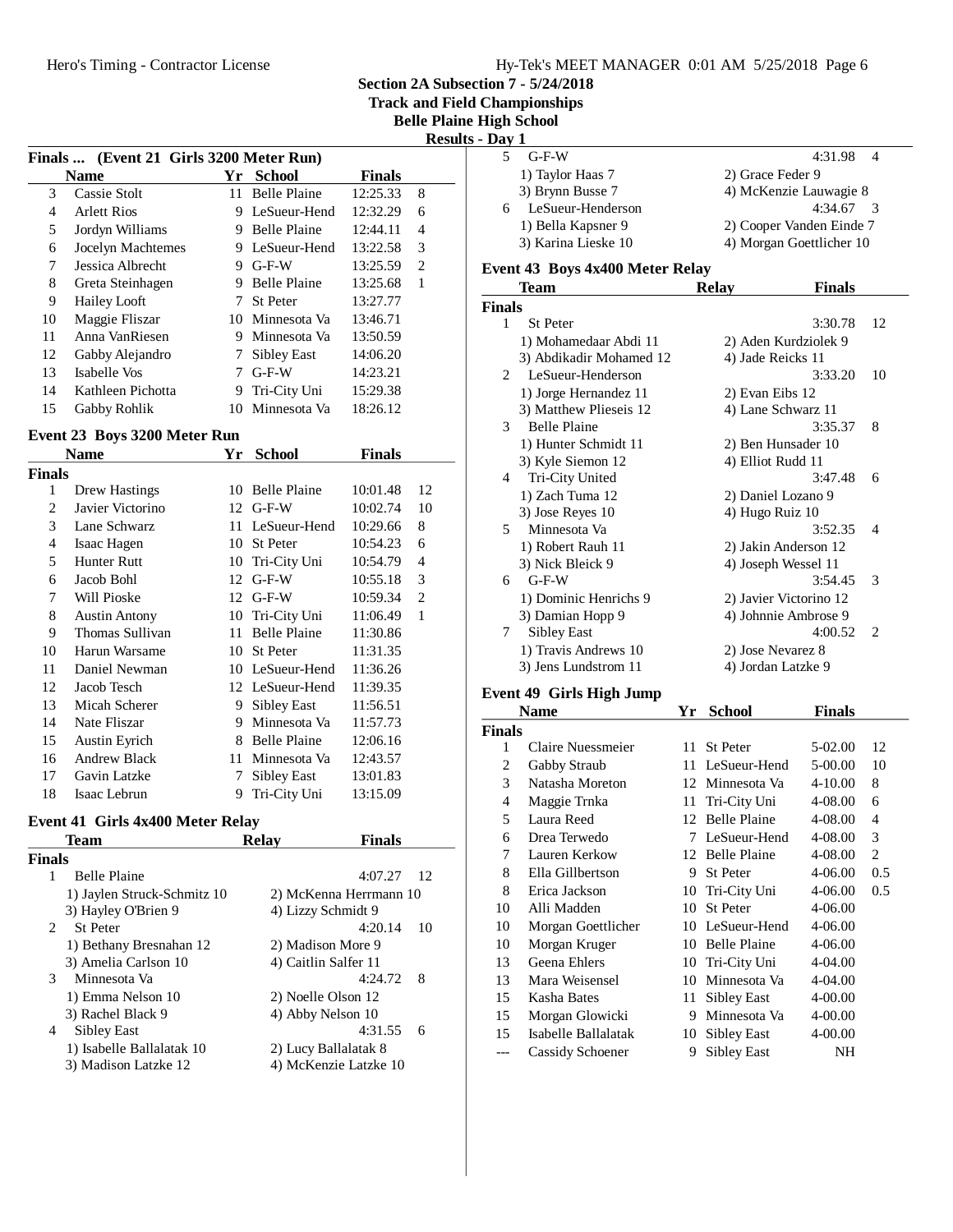## Section 2A Subsection 7 - 5/24/2018
### Track and Field Championships
### Belle Plaine High School
### Results - Day 1

### Finals ... (Event 21 Girls 3200 Meter Run)

| | Name | Yr | School | Finals | |
|---|---|---|---|---|---|
| 3 | Cassie Stolt | 11 | Belle Plaine | 12:25.33 | 8 |
| 4 | Arlett Rios | 9 | LeSueur-Hend | 12:32.29 | 6 |
| 5 | Jordyn Williams | 9 | Belle Plaine | 12:44.11 | 4 |
| 6 | Jocelyn Machtemes | 9 | LeSueur-Hend | 13:22.58 | 3 |
| 7 | Jessica Albrecht | 9 | G-F-W | 13:25.59 | 2 |
| 8 | Greta Steinhagen | 9 | Belle Plaine | 13:25.68 | 1 |
| 9 | Hailey Looft | 7 | St Peter | 13:27.77 | |
| 10 | Maggie Fliszar | 10 | Minnesota Va | 13:46.71 | |
| 11 | Anna VanRiesen | 9 | Minnesota Va | 13:50.59 | |
| 12 | Gabby Alejandro | 7 | Sibley East | 14:06.20 | |
| 13 | Isabelle Vos | 7 | G-F-W | 14:23.21 | |
| 14 | Kathleen Pichotta | 9 | Tri-City Uni | 15:29.38 | |
| 15 | Gabby Rohlik | 10 | Minnesota Va | 18:26.12 | |

### Event 23 Boys 3200 Meter Run

| | Name | Yr | School | Finals | |
|---|---|---|---|---|---|
| **Finals** | | | | | |
| 1 | Drew Hastings | 10 | Belle Plaine | 10:01.48 | 12 |
| 2 | Javier Victorino | 12 | G-F-W | 10:02.74 | 10 |
| 3 | Lane Schwarz | 11 | LeSueur-Hend | 10:29.66 | 8 |
| 4 | Isaac Hagen | 10 | St Peter | 10:54.23 | 6 |
| 5 | Hunter Rutt | 10 | Tri-City Uni | 10:54.79 | 4 |
| 6 | Jacob Bohl | 12 | G-F-W | 10:55.18 | 3 |
| 7 | Will Pioske | 12 | G-F-W | 10:59.34 | 2 |
| 8 | Austin Antony | 10 | Tri-City Uni | 11:06.49 | 1 |
| 9 | Thomas Sullivan | 11 | Belle Plaine | 11:30.86 | |
| 10 | Harun Warsame | 10 | St Peter | 11:31.35 | |
| 11 | Daniel Newman | 10 | LeSueur-Hend | 11:36.26 | |
| 12 | Jacob Tesch | 12 | LeSueur-Hend | 11:39.35 | |
| 13 | Micah Scherer | 9 | Sibley East | 11:56.51 | |
| 14 | Nate Fliszar | 9 | Minnesota Va | 11:57.73 | |
| 15 | Austin Eyrich | 8 | Belle Plaine | 12:06.16 | |
| 16 | Andrew Black | 11 | Minnesota Va | 12:43.57 | |
| 17 | Gavin Latzke | 7 | Sibley East | 13:01.83 | |
| 18 | Isaac Lebrun | 9 | Tri-City Uni | 13:15.09 | |

### Event 41 Girls 4x400 Meter Relay

| | Team | Relay | Finals | |
|---|---|---|---|---|
| **Finals** | | | | |
| 1 | Belle Plaine | | 4:07.27 | 12 |
| | 1) Jaylen Struck-Schmitz 10 | 2) McKenna Herrmann 10 | | |
| | 3) Hayley O'Brien 9 | 4) Lizzy Schmidt 9 | | |
| 2 | St Peter | | 4:20.14 | 10 |
| | 1) Bethany Bresnahan 12 | 2) Madison More 9 | | |
| | 3) Amelia Carlson 10 | 4) Caitlin Salfer 11 | | |
| 3 | Minnesota Va | | 4:24.72 | 8 |
| | 1) Emma Nelson 10 | 2) Noelle Olson 12 | | |
| | 3) Rachel Black 9 | 4) Abby Nelson 10 | | |
| 4 | Sibley East | | 4:31.55 | 6 |
| | 1) Isabelle Ballalatak 10 | 2) Lucy Ballalatak 8 | | |
| | 3) Madison Latzke 12 | 4) McKenzie Latzke 10 | | |
| 5 | G-F-W | | 4:31.98 | 4 |
| | 1) Taylor Haas 7 | 2) Grace Feder 9 | | |
| | 3) Brynn Busse 7 | 4) McKenzie Lauwagie 8 | | |
| 6 | LeSueur-Henderson | | 4:34.67 | 3 |
| | 1) Bella Kapsner 9 | 2) Cooper Vanden Einde 7 | | |
| | 3) Karina Lieske 10 | 4) Morgan Goettlicher 10 | | |

### Event 43 Boys 4x400 Meter Relay

| | Team | Relay | Finals | |
|---|---|---|---|---|
| **Finals** | | | | |
| 1 | St Peter | | 3:30.78 | 12 |
| | 1) Mohamedaar Abdi 11 | 2) Aden Kurdziolek 9 | | |
| | 3) Abdikadir Mohamed 12 | 4) Jade Reicks 11 | | |
| 2 | LeSueur-Henderson | | 3:33.20 | 10 |
| | 1) Jorge Hernandez 11 | 2) Evan Eibs 12 | | |
| | 3) Matthew Plieseis 12 | 4) Lane Schwarz 11 | | |
| 3 | Belle Plaine | | 3:35.37 | 8 |
| | 1) Hunter Schmidt 11 | 2) Ben Hunsader 10 | | |
| | 3) Kyle Siemon 12 | 4) Elliot Rudd 11 | | |
| 4 | Tri-City United | | 3:47.48 | 6 |
| | 1) Zach Tuma 12 | 2) Daniel Lozano 9 | | |
| | 3) Jose Reyes 10 | 4) Hugo Ruiz 10 | | |
| 5 | Minnesota Va | | 3:52.35 | 4 |
| | 1) Robert Rauh 11 | 2) Jakin Anderson 12 | | |
| | 3) Nick Bleick 9 | 4) Joseph Wessel 11 | | |
| 6 | G-F-W | | 3:54.45 | 3 |
| | 1) Dominic Henrichs 9 | 2) Javier Victorino 12 | | |
| | 3) Damian Hopp 9 | 4) Johnnie Ambrose 9 | | |
| 7 | Sibley East | | 4:00.52 | 2 |
| | 1) Travis Andrews 10 | 2) Jose Nevarez 8 | | |
| | 3) Jens Lundstrom 11 | 4) Jordan Latzke 9 | | |

### Event 49 Girls High Jump

| | Name | Yr | School | Finals | |
|---|---|---|---|---|---|
| **Finals** | | | | | |
| 1 | Claire Nuessmeier | 11 | St Peter | 5-02.00 | 12 |
| 2 | Gabby Straub | 11 | LeSueur-Hend | 5-00.00 | 10 |
| 3 | Natasha Moreton | 12 | Minnesota Va | 4-10.00 | 8 |
| 4 | Maggie Trnka | 11 | Tri-City Uni | 4-08.00 | 6 |
| 5 | Laura Reed | 12 | Belle Plaine | 4-08.00 | 4 |
| 6 | Drea Terwedo | 7 | LeSueur-Hend | 4-08.00 | 3 |
| 7 | Lauren Kerkow | 12 | Belle Plaine | 4-08.00 | 2 |
| 8 | Ella Gillbertson | 9 | St Peter | 4-06.00 | 0.5 |
| 8 | Erica Jackson | 10 | Tri-City Uni | 4-06.00 | 0.5 |
| 10 | Alli Madden | 10 | St Peter | 4-06.00 | |
| 10 | Morgan Goettlicher | 10 | LeSueur-Hend | 4-06.00 | |
| 10 | Morgan Kruger | 10 | Belle Plaine | 4-06.00 | |
| 13 | Geena Ehlers | 10 | Tri-City Uni | 4-04.00 | |
| 13 | Mara Weisensel | 10 | Minnesota Va | 4-04.00 | |
| 15 | Kasha Bates | 11 | Sibley East | 4-00.00 | |
| 15 | Morgan Glowicki | 9 | Minnesota Va | 4-00.00 | |
| 15 | Isabelle Ballalatak | 10 | Sibley East | 4-00.00 | |
| --- | Cassidy Schoener | 9 | Sibley East | NH | |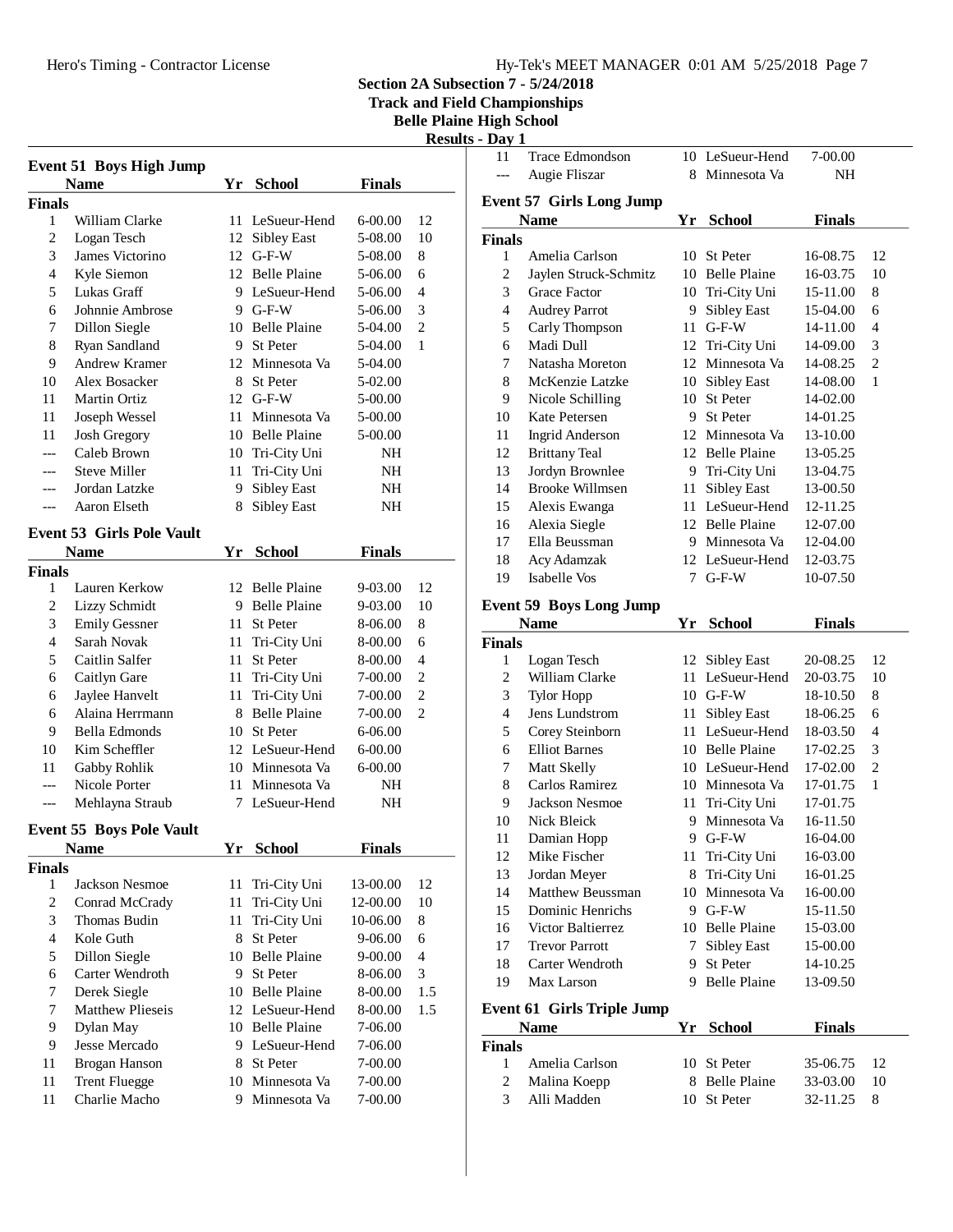Section 2A Subsection 7 - 5/24/2018
Track and Field Championships
Belle Plaine High School
Results - Day 1

### Event 51 Boys High Jump

| | Name | Yr | School | Finals | |
|---|---|---|---|---|---|
| **Finals** | | | | | |
| 1 | William Clarke | 11 | LeSueur-Hend | 6-00.00 | 12 |
| 2 | Logan Tesch | 12 | Sibley East | 5-08.00 | 10 |
| 3 | James Victorino | 12 | G-F-W | 5-08.00 | 8 |
| 4 | Kyle Siemon | 12 | Belle Plaine | 5-06.00 | 6 |
| 5 | Lukas Graff | 9 | LeSueur-Hend | 5-06.00 | 4 |
| 6 | Johnnie Ambrose | 9 | G-F-W | 5-06.00 | 3 |
| 7 | Dillon Siegle | 10 | Belle Plaine | 5-04.00 | 2 |
| 8 | Ryan Sandland | 9 | St Peter | 5-04.00 | 1 |
| 9 | Andrew Kramer | 12 | Minnesota Va | 5-04.00 | |
| 10 | Alex Bosacker | 8 | St Peter | 5-02.00 | |
| 11 | Martin Ortiz | 12 | G-F-W | 5-00.00 | |
| 11 | Joseph Wessel | 11 | Minnesota Va | 5-00.00 | |
| 11 | Josh Gregory | 10 | Belle Plaine | 5-00.00 | |
| --- | Caleb Brown | 10 | Tri-City Uni | NH | |
| --- | Steve Miller | 11 | Tri-City Uni | NH | |
| --- | Jordan Latzke | 9 | Sibley East | NH | |
| --- | Aaron Elseth | 8 | Sibley East | NH | |

### Event 53 Girls Pole Vault

| | Name | Yr | School | Finals | |
|---|---|---|---|---|---|
| **Finals** | | | | | |
| 1 | Lauren Kerkow | 12 | Belle Plaine | 9-03.00 | 12 |
| 2 | Lizzy Schmidt | 9 | Belle Plaine | 9-03.00 | 10 |
| 3 | Emily Gessner | 11 | St Peter | 8-06.00 | 8 |
| 4 | Sarah Novak | 11 | Tri-City Uni | 8-00.00 | 6 |
| 5 | Caitlin Salfer | 11 | St Peter | 8-00.00 | 4 |
| 6 | Caitlyn Gare | 11 | Tri-City Uni | 7-00.00 | 2 |
| 6 | Jaylee Hanvelt | 11 | Tri-City Uni | 7-00.00 | 2 |
| 6 | Alaina Herrmann | 8 | Belle Plaine | 7-00.00 | 2 |
| 9 | Bella Edmonds | 10 | St Peter | 6-06.00 | |
| 10 | Kim Scheffler | 12 | LeSueur-Hend | 6-00.00 | |
| 11 | Gabby Rohlik | 10 | Minnesota Va | 6-00.00 | |
| --- | Nicole Porter | 11 | Minnesota Va | NH | |
| --- | Mehlayna Straub | 7 | LeSueur-Hend | NH | |

### Event 55 Boys Pole Vault

| | Name | Yr | School | Finals | |
|---|---|---|---|---|---|
| **Finals** | | | | | |
| 1 | Jackson Nesmoe | 11 | Tri-City Uni | 13-00.00 | 12 |
| 2 | Conrad McCrady | 11 | Tri-City Uni | 12-00.00 | 10 |
| 3 | Thomas Budin | 11 | Tri-City Uni | 10-06.00 | 8 |
| 4 | Kole Guth | 8 | St Peter | 9-06.00 | 6 |
| 5 | Dillon Siegle | 10 | Belle Plaine | 9-00.00 | 4 |
| 6 | Carter Wendroth | 9 | St Peter | 8-06.00 | 3 |
| 7 | Derek Siegle | 10 | Belle Plaine | 8-00.00 | 1.5 |
| 7 | Matthew Plieseis | 12 | LeSueur-Hend | 8-00.00 | 1.5 |
| 9 | Dylan May | 10 | Belle Plaine | 7-06.00 | |
| 9 | Jesse Mercado | 9 | LeSueur-Hend | 7-06.00 | |
| 11 | Brogan Hanson | 8 | St Peter | 7-00.00 | |
| 11 | Trent Fluegge | 10 | Minnesota Va | 7-00.00 | |
| 11 | Charlie Macho | 9 | Minnesota Va | 7-00.00 | |
| 11 | Trace Edmondson | 10 | LeSueur-Hend | 7-00.00 | |
| --- | Augie Fliszar | 8 | Minnesota Va | NH | |

### Event 57 Girls Long Jump

| | Name | Yr | School | Finals | |
|---|---|---|---|---|---|
| **Finals** | | | | | |
| 1 | Amelia Carlson | 10 | St Peter | 16-08.75 | 12 |
| 2 | Jaylen Struck-Schmitz | 10 | Belle Plaine | 16-03.75 | 10 |
| 3 | Grace Factor | 10 | Tri-City Uni | 15-11.00 | 8 |
| 4 | Audrey Parrot | 9 | Sibley East | 15-04.00 | 6 |
| 5 | Carly Thompson | 11 | G-F-W | 14-11.00 | 4 |
| 6 | Madi Dull | 12 | Tri-City Uni | 14-09.00 | 3 |
| 7 | Natasha Moreton | 12 | Minnesota Va | 14-08.25 | 2 |
| 8 | McKenzie Latzke | 10 | Sibley East | 14-08.00 | 1 |
| 9 | Nicole Schilling | 10 | St Peter | 14-02.00 | |
| 10 | Kate Petersen | 9 | St Peter | 14-01.25 | |
| 11 | Ingrid Anderson | 12 | Minnesota Va | 13-10.00 | |
| 12 | Brittany Teal | 12 | Belle Plaine | 13-05.25 | |
| 13 | Jordyn Brownlee | 9 | Tri-City Uni | 13-04.75 | |
| 14 | Brooke Willmsen | 11 | Sibley East | 13-00.50 | |
| 15 | Alexis Ewanga | 11 | LeSueur-Hend | 12-11.25 | |
| 16 | Alexia Siegle | 12 | Belle Plaine | 12-07.00 | |
| 17 | Ella Beussman | 9 | Minnesota Va | 12-04.00 | |
| 18 | Acy Adamzak | 12 | LeSueur-Hend | 12-03.75 | |
| 19 | Isabelle Vos | 7 | G-F-W | 10-07.50 | |

### Event 59 Boys Long Jump

| | Name | Yr | School | Finals | |
|---|---|---|---|---|---|
| **Finals** | | | | | |
| 1 | Logan Tesch | 12 | Sibley East | 20-08.25 | 12 |
| 2 | William Clarke | 11 | LeSueur-Hend | 20-03.75 | 10 |
| 3 | Tylor Hopp | 10 | G-F-W | 18-10.50 | 8 |
| 4 | Jens Lundstrom | 11 | Sibley East | 18-06.25 | 6 |
| 5 | Corey Steinborn | 11 | LeSueur-Hend | 18-03.50 | 4 |
| 6 | Elliot Barnes | 10 | Belle Plaine | 17-02.25 | 3 |
| 7 | Matt Skelly | 10 | LeSueur-Hend | 17-02.00 | 2 |
| 8 | Carlos Ramirez | 10 | Minnesota Va | 17-01.75 | 1 |
| 9 | Jackson Nesmoe | 11 | Tri-City Uni | 17-01.75 | |
| 10 | Nick Bleick | 9 | Minnesota Va | 16-11.50 | |
| 11 | Damian Hopp | 9 | G-F-W | 16-04.00 | |
| 12 | Mike Fischer | 11 | Tri-City Uni | 16-03.00 | |
| 13 | Jordan Meyer | 8 | Tri-City Uni | 16-01.25 | |
| 14 | Matthew Beussman | 10 | Minnesota Va | 16-00.00 | |
| 15 | Dominic Henrichs | 9 | G-F-W | 15-11.50 | |
| 16 | Victor Baltierrez | 10 | Belle Plaine | 15-03.00 | |
| 17 | Trevor Parrott | 7 | Sibley East | 15-00.00 | |
| 18 | Carter Wendroth | 9 | St Peter | 14-10.25 | |
| 19 | Max Larson | 9 | Belle Plaine | 13-09.50 | |

### Event 61 Girls Triple Jump

| | Name | Yr | School | Finals | |
|---|---|---|---|---|---|
| **Finals** | | | | | |
| 1 | Amelia Carlson | 10 | St Peter | 35-06.75 | 12 |
| 2 | Malina Koepp | 8 | Belle Plaine | 33-03.00 | 10 |
| 3 | Alli Madden | 10 | St Peter | 32-11.25 | 8 |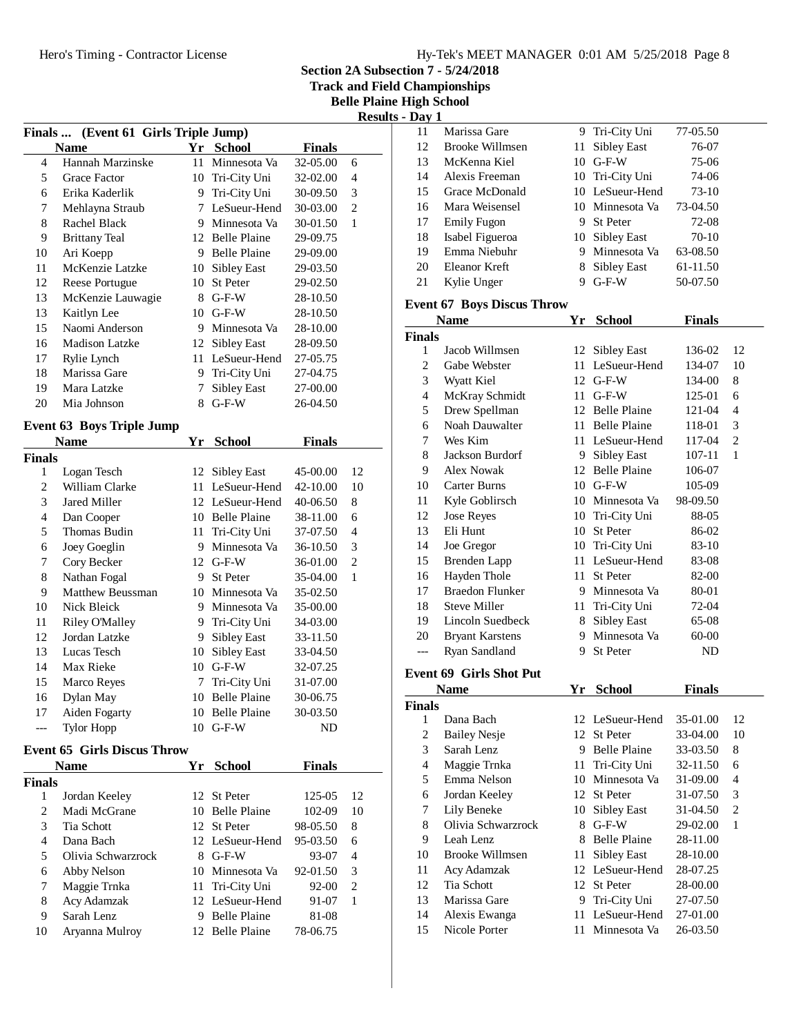## Section 2A Subsection 7 - 5/24/2018
### Track and Field Championships
### Belle Plaine High School
### Results - Day 1

### Finals ... (Event 61 Girls Triple Jump)

| | Name | Yr | School | Finals | |
|---|---|---|---|---|---|
| 4 | Hannah Marzinske | 11 | Minnesota Va | 32-05.00 | 6 |
| 5 | Grace Factor | 10 | Tri-City Uni | 32-02.00 | 4 |
| 6 | Erika Kaderlik | 9 | Tri-City Uni | 30-09.50 | 3 |
| 7 | Mehlayna Straub | 7 | LeSueur-Hend | 30-03.00 | 2 |
| 8 | Rachel Black | 9 | Minnesota Va | 30-01.50 | 1 |
| 9 | Brittany Teal | 12 | Belle Plaine | 29-09.75 | |
| 10 | Ari Koepp | 9 | Belle Plaine | 29-09.00 | |
| 11 | McKenzie Latzke | 10 | Sibley East | 29-03.50 | |
| 12 | Reese Portugue | 10 | St Peter | 29-02.50 | |
| 13 | McKenzie Lauwagie | 8 | G-F-W | 28-10.50 | |
| 13 | Kaitlyn Lee | 10 | G-F-W | 28-10.50 | |
| 15 | Naomi Anderson | 9 | Minnesota Va | 28-10.00 | |
| 16 | Madison Latzke | 12 | Sibley East | 28-09.50 | |
| 17 | Rylie Lynch | 11 | LeSueur-Hend | 27-05.75 | |
| 18 | Marissa Gare | 9 | Tri-City Uni | 27-04.75 | |
| 19 | Mara Latzke | 7 | Sibley East | 27-00.00 | |
| 20 | Mia Johnson | 8 | G-F-W | 26-04.50 | |

### Event 63 Boys Triple Jump

| | Name | Yr | School | Finals | |
|---|---|---|---|---|---|
| **Finals** | | | | | |
| 1 | Logan Tesch | 12 | Sibley East | 45-00.00 | 12 |
| 2 | William Clarke | 11 | LeSueur-Hend | 42-10.00 | 10 |
| 3 | Jared Miller | 12 | LeSueur-Hend | 40-06.50 | 8 |
| 4 | Dan Cooper | 10 | Belle Plaine | 38-11.00 | 6 |
| 5 | Thomas Budin | 11 | Tri-City Uni | 37-07.50 | 4 |
| 6 | Joey Goeglin | 9 | Minnesota Va | 36-10.50 | 3 |
| 7 | Cory Becker | 12 | G-F-W | 36-01.00 | 2 |
| 8 | Nathan Fogal | 9 | St Peter | 35-04.00 | 1 |
| 9 | Matthew Beussman | 10 | Minnesota Va | 35-02.50 | |
| 10 | Nick Bleick | 9 | Minnesota Va | 35-00.00 | |
| 11 | Riley O'Malley | 9 | Tri-City Uni | 34-03.00 | |
| 12 | Jordan Latzke | 9 | Sibley East | 33-11.50 | |
| 13 | Lucas Tesch | 10 | Sibley East | 33-04.50 | |
| 14 | Max Rieke | 10 | G-F-W | 32-07.25 | |
| 15 | Marco Reyes | 7 | Tri-City Uni | 31-07.00 | |
| 16 | Dylan May | 10 | Belle Plaine | 30-06.75 | |
| 17 | Aiden Fogarty | 10 | Belle Plaine | 30-03.50 | |
| --- | Tylor Hopp | 10 | G-F-W | ND | |

### Event 65 Girls Discus Throw

| | Name | Yr | School | Finals | |
|---|---|---|---|---|---|
| **Finals** | | | | | |
| 1 | Jordan Keeley | 12 | St Peter | 125-05 | 12 |
| 2 | Madi McGrane | 10 | Belle Plaine | 102-09 | 10 |
| 3 | Tia Schott | 12 | St Peter | 98-05.50 | 8 |
| 4 | Dana Bach | 12 | LeSueur-Hend | 95-03.50 | 6 |
| 5 | Olivia Schwarzrock | 8 | G-F-W | 93-07 | 4 |
| 6 | Abby Nelson | 10 | Minnesota Va | 92-01.50 | 3 |
| 7 | Maggie Trnka | 11 | Tri-City Uni | 92-00 | 2 |
| 8 | Acy Adamzak | 12 | LeSueur-Hend | 91-07 | 1 |
| 9 | Sarah Lenz | 9 | Belle Plaine | 81-08 | |
| 10 | Aryanna Mulroy | 12 | Belle Plaine | 78-06.75 | |
| 11 | Marissa Gare | 9 | Tri-City Uni | 77-05.50 | |
| 12 | Brooke Willmsen | 11 | Sibley East | 76-07 | |
| 13 | McKenna Kiel | 10 | G-F-W | 75-06 | |
| 14 | Alexis Freeman | 10 | Tri-City Uni | 74-06 | |
| 15 | Grace McDonald | 10 | LeSueur-Hend | 73-10 | |
| 16 | Mara Weisensel | 10 | Minnesota Va | 73-04.50 | |
| 17 | Emily Fugon | 9 | St Peter | 72-08 | |
| 18 | Isabel Figueroa | 10 | Sibley East | 70-10 | |
| 19 | Emma Niebuhr | 9 | Minnesota Va | 63-08.50 | |
| 20 | Eleanor Kreft | 8 | Sibley East | 61-11.50 | |
| 21 | Kylie Unger | 9 | G-F-W | 50-07.50 | |

### Event 67 Boys Discus Throw

| | Name | Yr | School | Finals | |
|---|---|---|---|---|---|
| **Finals** | | | | | |
| 1 | Jacob Willmsen | 12 | Sibley East | 136-02 | 12 |
| 2 | Gabe Webster | 11 | LeSueur-Hend | 134-07 | 10 |
| 3 | Wyatt Kiel | 12 | G-F-W | 134-00 | 8 |
| 4 | McKray Schmidt | 11 | G-F-W | 125-01 | 6 |
| 5 | Drew Spellman | 12 | Belle Plaine | 121-04 | 4 |
| 6 | Noah Dauwalter | 11 | Belle Plaine | 118-01 | 3 |
| 7 | Wes Kim | 11 | LeSueur-Hend | 117-04 | 2 |
| 8 | Jackson Burdorf | 9 | Sibley East | 107-11 | 1 |
| 9 | Alex Nowak | 12 | Belle Plaine | 106-07 | |
| 10 | Carter Burns | 10 | G-F-W | 105-09 | |
| 11 | Kyle Goblirsch | 10 | Minnesota Va | 98-09.50 | |
| 12 | Jose Reyes | 10 | Tri-City Uni | 88-05 | |
| 13 | Eli Hunt | 10 | St Peter | 86-02 | |
| 14 | Joe Gregor | 10 | Tri-City Uni | 83-10 | |
| 15 | Brenden Lapp | 11 | LeSueur-Hend | 83-08 | |
| 16 | Hayden Thole | 11 | St Peter | 82-00 | |
| 17 | Braedon Flunker | 9 | Minnesota Va | 80-01 | |
| 18 | Steve Miller | 11 | Tri-City Uni | 72-04 | |
| 19 | Lincoln Suedbeck | 8 | Sibley East | 65-08 | |
| 20 | Bryant Karstens | 9 | Minnesota Va | 60-00 | |
| --- | Ryan Sandland | 9 | St Peter | ND | |

### Event 69 Girls Shot Put

| | Name | Yr | School | Finals | |
|---|---|---|---|---|---|
| **Finals** | | | | | |
| 1 | Dana Bach | 12 | LeSueur-Hend | 35-01.00 | 12 |
| 2 | Bailey Nesje | 12 | St Peter | 33-04.00 | 10 |
| 3 | Sarah Lenz | 9 | Belle Plaine | 33-03.50 | 8 |
| 4 | Maggie Trnka | 11 | Tri-City Uni | 32-11.50 | 6 |
| 5 | Emma Nelson | 10 | Minnesota Va | 31-09.00 | 4 |
| 6 | Jordan Keeley | 12 | St Peter | 31-07.50 | 3 |
| 7 | Lily Beneke | 10 | Sibley East | 31-04.50 | 2 |
| 8 | Olivia Schwarzrock | 8 | G-F-W | 29-02.00 | 1 |
| 9 | Leah Lenz | 8 | Belle Plaine | 28-11.00 | |
| 10 | Brooke Willmsen | 11 | Sibley East | 28-10.00 | |
| 11 | Acy Adamzak | 12 | LeSueur-Hend | 28-07.25 | |
| 12 | Tia Schott | 12 | St Peter | 28-00.00 | |
| 13 | Marissa Gare | 9 | Tri-City Uni | 27-07.50 | |
| 14 | Alexis Ewanga | 11 | LeSueur-Hend | 27-01.00 | |
| 15 | Nicole Porter | 11 | Minnesota Va | 26-03.50 | |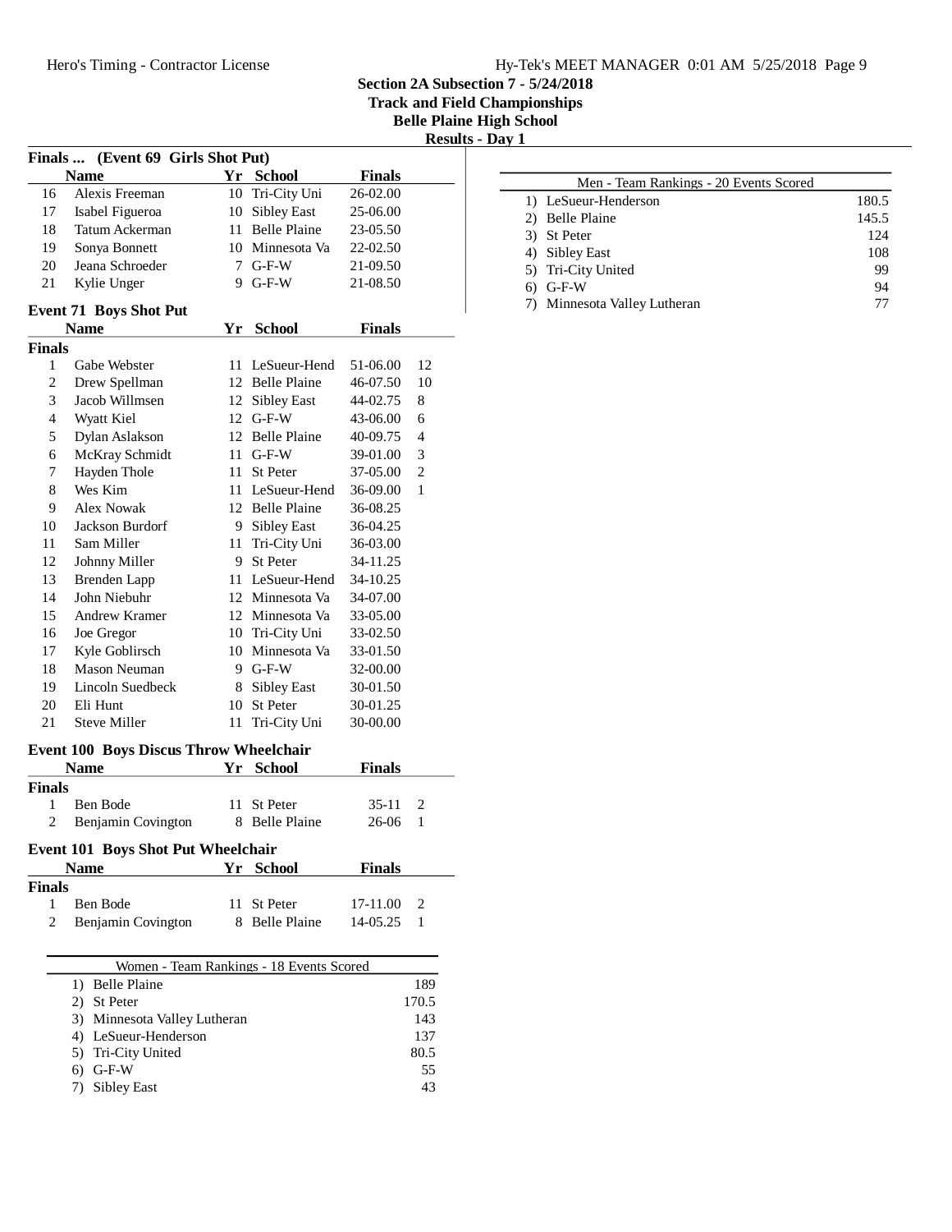**Section 2A Subsection 7 - 5/24/2018**
**Track and Field Championships**
**Belle Plaine High School**
**Results - Day 1**

### Finals ... (Event 69 Girls Shot Put)

| | Name | Yr | School | Finals |
|---|---|---|---|---|
| 16 | Alexis Freeman | 10 | Tri-City Uni | 26-02.00 |
| 17 | Isabel Figueroa | 10 | Sibley East | 25-06.00 |
| 18 | Tatum Ackerman | 11 | Belle Plaine | 23-05.50 |
| 19 | Sonya Bonnett | 10 | Minnesota Va | 22-02.50 |
| 20 | Jeana Schroeder | 7 | G-F-W | 21-09.50 |
| 21 | Kylie Unger | 9 | G-F-W | 21-08.50 |

### Event 71 Boys Shot Put

**Finals**

| | Name | Yr | School | Finals | |
|---|---|---|---|---|---|
| 1 | Gabe Webster | 11 | LeSueur-Hend | 51-06.00 | 12 |
| 2 | Drew Spellman | 12 | Belle Plaine | 46-07.50 | 10 |
| 3 | Jacob Willmsen | 12 | Sibley East | 44-02.75 | 8 |
| 4 | Wyatt Kiel | 12 | G-F-W | 43-06.00 | 6 |
| 5 | Dylan Aslakson | 12 | Belle Plaine | 40-09.75 | 4 |
| 6 | McKray Schmidt | 11 | G-F-W | 39-01.00 | 3 |
| 7 | Hayden Thole | 11 | St Peter | 37-05.00 | 2 |
| 8 | Wes Kim | 11 | LeSueur-Hend | 36-09.00 | 1 |
| 9 | Alex Nowak | 12 | Belle Plaine | 36-08.25 | |
| 10 | Jackson Burdorf | 9 | Sibley East | 36-04.25 | |
| 11 | Sam Miller | 11 | Tri-City Uni | 36-03.00 | |
| 12 | Johnny Miller | 9 | St Peter | 34-11.25 | |
| 13 | Brenden Lapp | 11 | LeSueur-Hend | 34-10.25 | |
| 14 | John Niebuhr | 12 | Minnesota Va | 34-07.00 | |
| 15 | Andrew Kramer | 12 | Minnesota Va | 33-05.00 | |
| 16 | Joe Gregor | 10 | Tri-City Uni | 33-02.50 | |
| 17 | Kyle Goblirsch | 10 | Minnesota Va | 33-01.50 | |
| 18 | Mason Neuman | 9 | G-F-W | 32-00.00 | |
| 19 | Lincoln Suedbeck | 8 | Sibley East | 30-01.50 | |
| 20 | Eli Hunt | 10 | St Peter | 30-01.25 | |
| 21 | Steve Miller | 11 | Tri-City Uni | 30-00.00 | |

### Event 100 Boys Discus Throw Wheelchair

**Finals**

| | Name | Yr | School | Finals | |
|---|---|---|---|---|---|
| 1 | Ben Bode | 11 | St Peter | 35-11 | 2 |
| 2 | Benjamin Covington | 8 | Belle Plaine | 26-06 | 1 |

### Event 101 Boys Shot Put Wheelchair

**Finals**

| | Name | Yr | School | Finals | |
|---|---|---|---|---|---|
| 1 | Ben Bode | 11 | St Peter | 17-11.00 | 2 |
| 2 | Benjamin Covington | 8 | Belle Plaine | 14-05.25 | 1 |

| Women - Team Rankings - 18 Events Scored | |
|---|---|
| 1) Belle Plaine | 189 |
| 2) St Peter | 170.5 |
| 3) Minnesota Valley Lutheran | 143 |
| 4) LeSueur-Henderson | 137 |
| 5) Tri-City United | 80.5 |
| 6) G-F-W | 55 |
| 7) Sibley East | 43 |

| Men - Team Rankings - 20 Events Scored | |
|---|---|
| 1) LeSueur-Henderson | 180.5 |
| 2) Belle Plaine | 145.5 |
| 3) St Peter | 124 |
| 4) Sibley East | 108 |
| 5) Tri-City United | 99 |
| 6) G-F-W | 94 |
| 7) Minnesota Valley Lutheran | 77 |